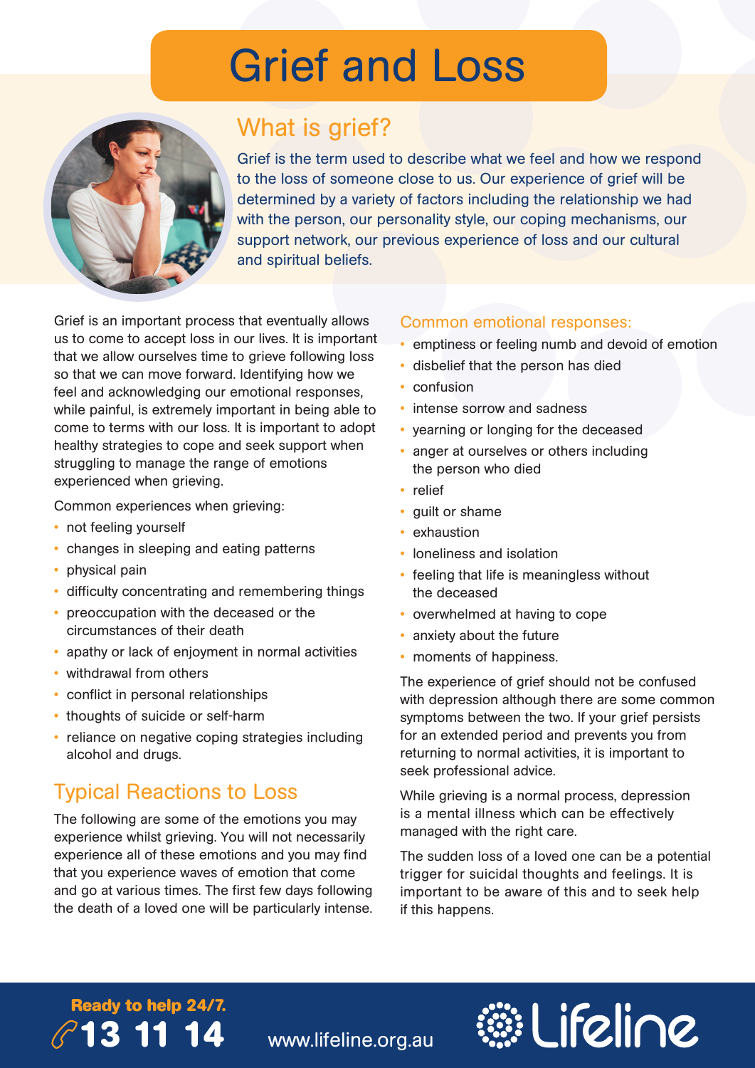# Grief and Loss

## What is grief?

Grief is the term used to describe what we feel and how we respond to the loss of someone close to us. Our experience of grief will be determined by a variety of factors including the relationship we had with the person, our personality style, our coping mechanisms, our support network, our previous experience of loss and our cultural and spiritual beliefs.

Grief is an important process that eventually allows us to come to accept loss in our lives. It is important that we allow ourselves time to grieve following loss so that we can move forward. Identifying how we feel and acknowledging our emotional responses, while painful, is extremely important in being able to come to terms with our loss. It is important to adopt healthy strategies to cope and seek support when struggling to manage the range of emotions experienced when grieving.

Common experiences when grieving:

- not feeling yourself
- changes in sleeping and eating patterns
- physical pain
- difficulty concentrating and remembering things
- preoccupation with the deceased or the circumstances of their death
- apathy or lack of enjoyment in normal activities
- withdrawal from others
- conflict in personal relationships
- thoughts of suicide or self-harm
- reliance on negative coping strategies including alcohol and drugs.

## Typical Reactions to Loss

The following are some of the emotions you may experience whilst grieving. You will not necessarily experience all of these emotions and you may find that you experience waves of emotion that come and go at various times. The first few days following the death of a loved one will be particularly intense.

### Common emotional responses:

- emptiness or feeling numb and devoid of emotion
- disbelief that the person has died
- confusion
- intense sorrow and sadness
- yearning or longing for the deceased
- anger at ourselves or others including the person who died
- relief
- guilt or shame
- exhaustion
- loneliness and isolation
- feeling that life is meaningless without the deceased
- overwhelmed at having to cope
- anxiety about the future
- moments of happiness.

The experience of grief should not be confused with depression although there are some common symptoms between the two. If your grief persists for an extended period and prevents you from returning to normal activities, it is important to seek professional advice.

While grieving is a normal process, depression is a mental illness which can be effectively managed with the right care.

The sudden loss of a loved one can be a potential trigger for suicidal thoughts and feelings. It is important to be aware of this and to seek help if this happens.

**Ready to help 24/7.**
**13 11 14**

www.lifeline.org.au

Lifeline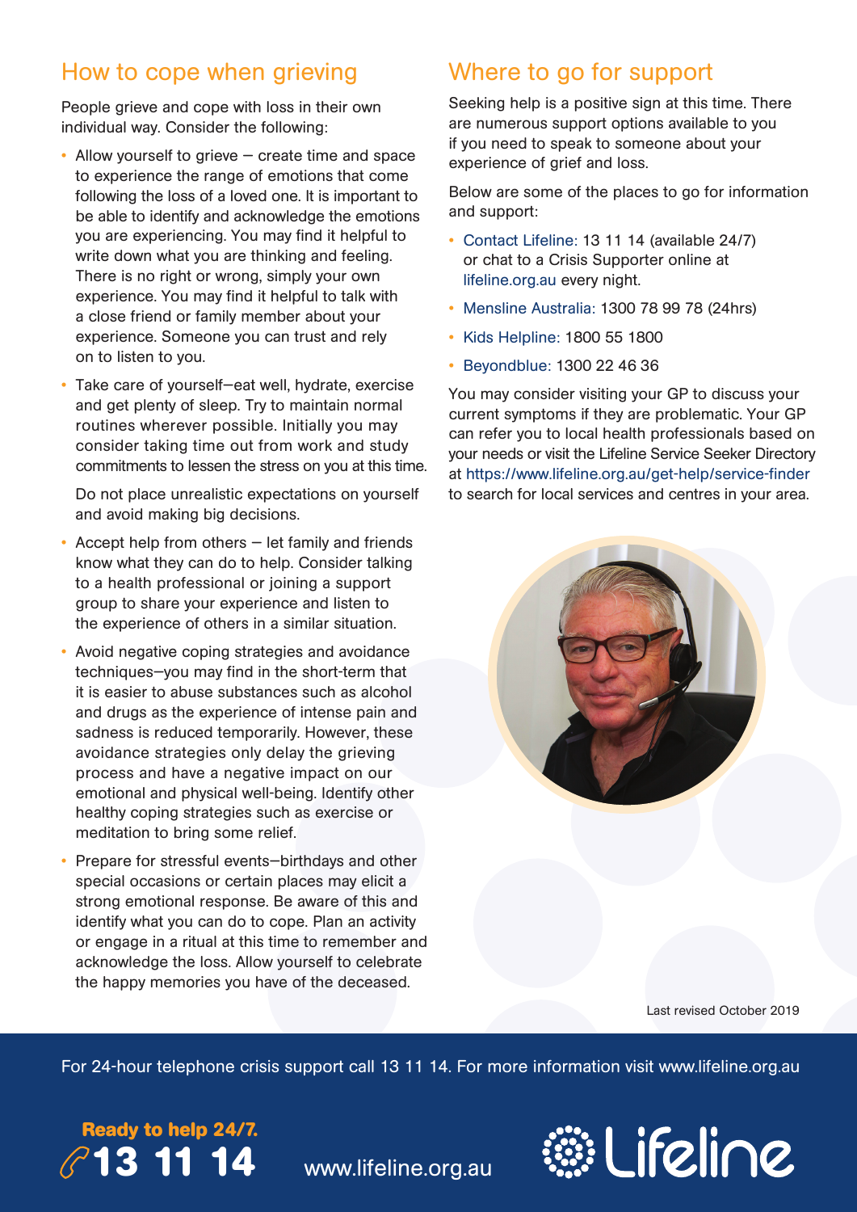## How to cope when grieving

People grieve and cope with loss in their own individual way. Consider the following:

- Allow yourself to grieve – create time and space to experience the range of emotions that come following the loss of a loved one. It is important to be able to identify and acknowledge the emotions you are experiencing. You may find it helpful to write down what you are thinking and feeling. There is no right or wrong, simply your own experience. You may find it helpful to talk with a close friend or family member about your experience. Someone you can trust and rely on to listen to you.
- Take care of yourself–eat well, hydrate, exercise and get plenty of sleep. Try to maintain normal routines wherever possible. Initially you may consider taking time out from work and study commitments to lessen the stress on you at this time.

  Do not place unrealistic expectations on yourself and avoid making big decisions.
- Accept help from others – let family and friends know what they can do to help. Consider talking to a health professional or joining a support group to share your experience and listen to the experience of others in a similar situation.
- Avoid negative coping strategies and avoidance techniques–you may find in the short-term that it is easier to abuse substances such as alcohol and drugs as the experience of intense pain and sadness is reduced temporarily. However, these avoidance strategies only delay the grieving process and have a negative impact on our emotional and physical well-being. Identify other healthy coping strategies such as exercise or meditation to bring some relief.
- Prepare for stressful events–birthdays and other special occasions or certain places may elicit a strong emotional response. Be aware of this and identify what you can do to cope. Plan an activity or engage in a ritual at this time to remember and acknowledge the loss. Allow yourself to celebrate the happy memories you have of the deceased.

## Where to go for support

Seeking help is a positive sign at this time. There are numerous support options available to you if you need to speak to someone about your experience of grief and loss.

Below are some of the places to go for information and support:

- Contact Lifeline: 13 11 14 (available 24/7) or chat to a Crisis Supporter online at lifeline.org.au every night.
- Mensline Australia: 1300 78 99 78 (24hrs)
- Kids Helpline: 1800 55 1800
- Beyondblue: 1300 22 46 36

You may consider visiting your GP to discuss your current symptoms if they are problematic. Your GP can refer you to local health professionals based on your needs or visit the Lifeline Service Seeker Directory at https://www.lifeline.org.au/get-help/service-finder to search for local services and centres in your area.

Last revised October 2019

For 24-hour telephone crisis support call 13 11 14. For more information visit www.lifeline.org.au

**Ready to help 24/7.**

**13 11 14**

www.lifeline.org.au

Lifeline